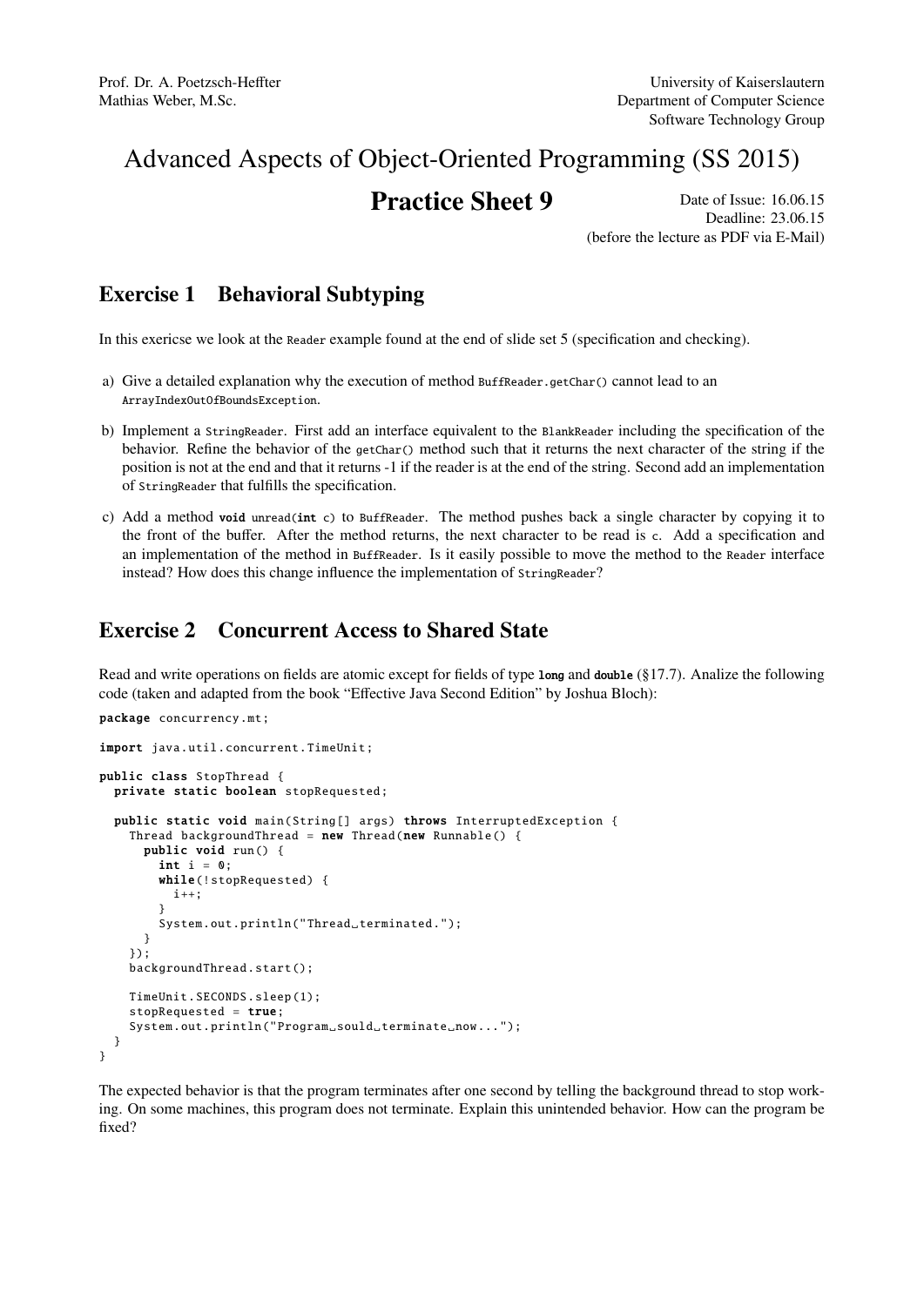Prof. Dr. A. Poetzsch-Heffter
Mathias Weber, M.Sc.

University of Kaiserslautern
Department of Computer Science
Software Technology Group

# Advanced Aspects of Object-Oriented Programming (SS 2015)

## Practice Sheet 9

Date of Issue: 16.06.15
Deadline: 23.06.15
(before the lecture as PDF via E-Mail)

## Exercise 1 Behavioral Subtyping

In this exericse we look at the `Reader` example found at the end of slide set 5 (specification and checking).

a) Give a detailed explanation why the execution of method `BuffReader.getChar()` cannot lead to an `ArrayIndexOutOfBoundsException`.

b) Implement a `StringReader`. First add an interface equivalent to the `BlankReader` including the specification of the behavior. Refine the behavior of the `getChar()` method such that it returns the next character of the string if the position is not at the end and that it returns -1 if the reader is at the end of the string. Second add an implementation of `StringReader` that fulfills the specification.

c) Add a method `void unread(int c)` to `BuffReader`. The method pushes back a single character by copying it to the front of the buffer. After the method returns, the next character to be read is `c`. Add a specification and an implementation of the method in `BuffReader`. Is it easily possible to move the method to the `Reader` interface instead? How does this change influence the implementation of `StringReader`?

## Exercise 2 Concurrent Access to Shared State

Read and write operations on fields are atomic except for fields of type `long` and `double` (§17.7). Analize the following code (taken and adapted from the book "Effective Java Second Edition" by Joshua Bloch):

```
package concurrency.mt;

import java.util.concurrent.TimeUnit;

public class StopThread {
  private static boolean stopRequested;

  public static void main(String[] args) throws InterruptedException {
    Thread backgroundThread = new Thread(new Runnable() {
      public void run() {
        int i = 0;
        while(!stopRequested) {
          i++;
        }
        System.out.println("Thread terminated.");
      }
    });
    backgroundThread.start();

    TimeUnit.SECONDS.sleep(1);
    stopRequested = true;
    System.out.println("Program sould terminate now...");
  }
}
```

The expected behavior is that the program terminates after one second by telling the background thread to stop working. On some machines, this program does not terminate. Explain this unintended behavior. How can the program be fixed?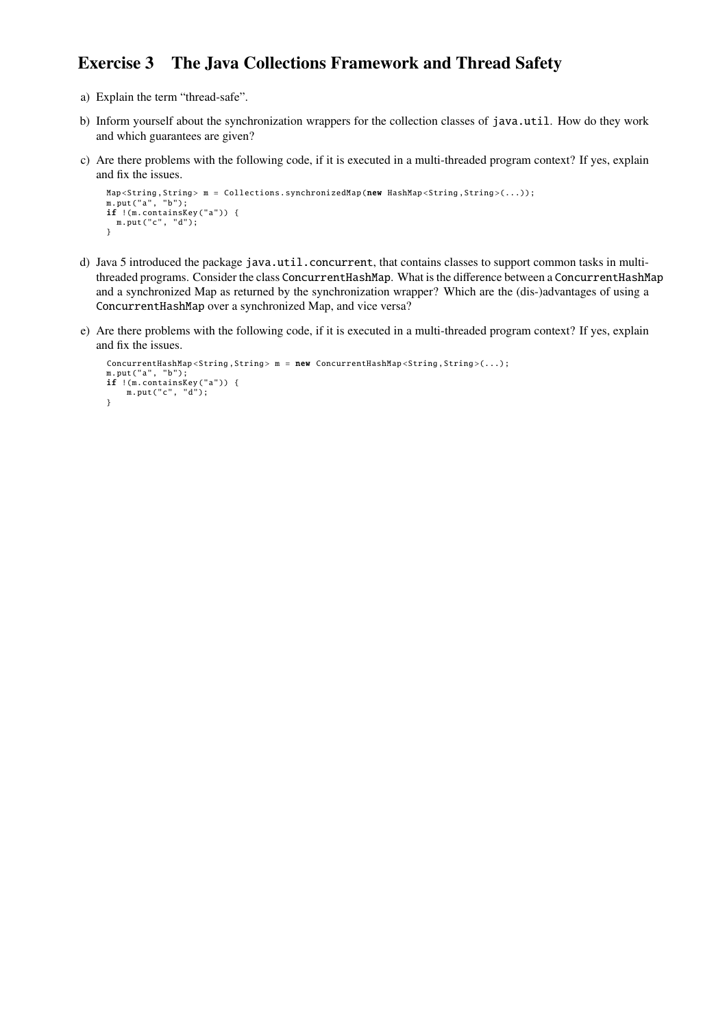# Exercise 3 The Java Collections Framework and Thread Safety

a) Explain the term "thread-safe".

b) Inform yourself about the synchronization wrappers for the collection classes of `java.util`. How do they work and which guarantees are given?

c) Are there problems with the following code, if it is executed in a multi-threaded program context? If yes, explain and fix the issues.

```
Map<String,String> m = Collections.synchronizedMap(new HashMap<String,String>(...));
m.put("a", "b");
if !(m.containsKey("a")) {
  m.put("c", "d");
}
```

d) Java 5 introduced the package `java.util.concurrent`, that contains classes to support common tasks in multi-threaded programs. Consider the class `ConcurrentHashMap`. What is the difference between a `ConcurrentHashMap` and a synchronized Map as returned by the synchronization wrapper? Which are the (dis-)advantages of using a `ConcurrentHashMap` over a synchronized Map, and vice versa?

e) Are there problems with the following code, if it is executed in a multi-threaded program context? If yes, explain and fix the issues.

```
ConcurrentHashMap<String,String> m = new ConcurrentHashMap<String,String>(...);
m.put("a", "b");
if !(m.containsKey("a")) {
    m.put("c", "d");
}
```